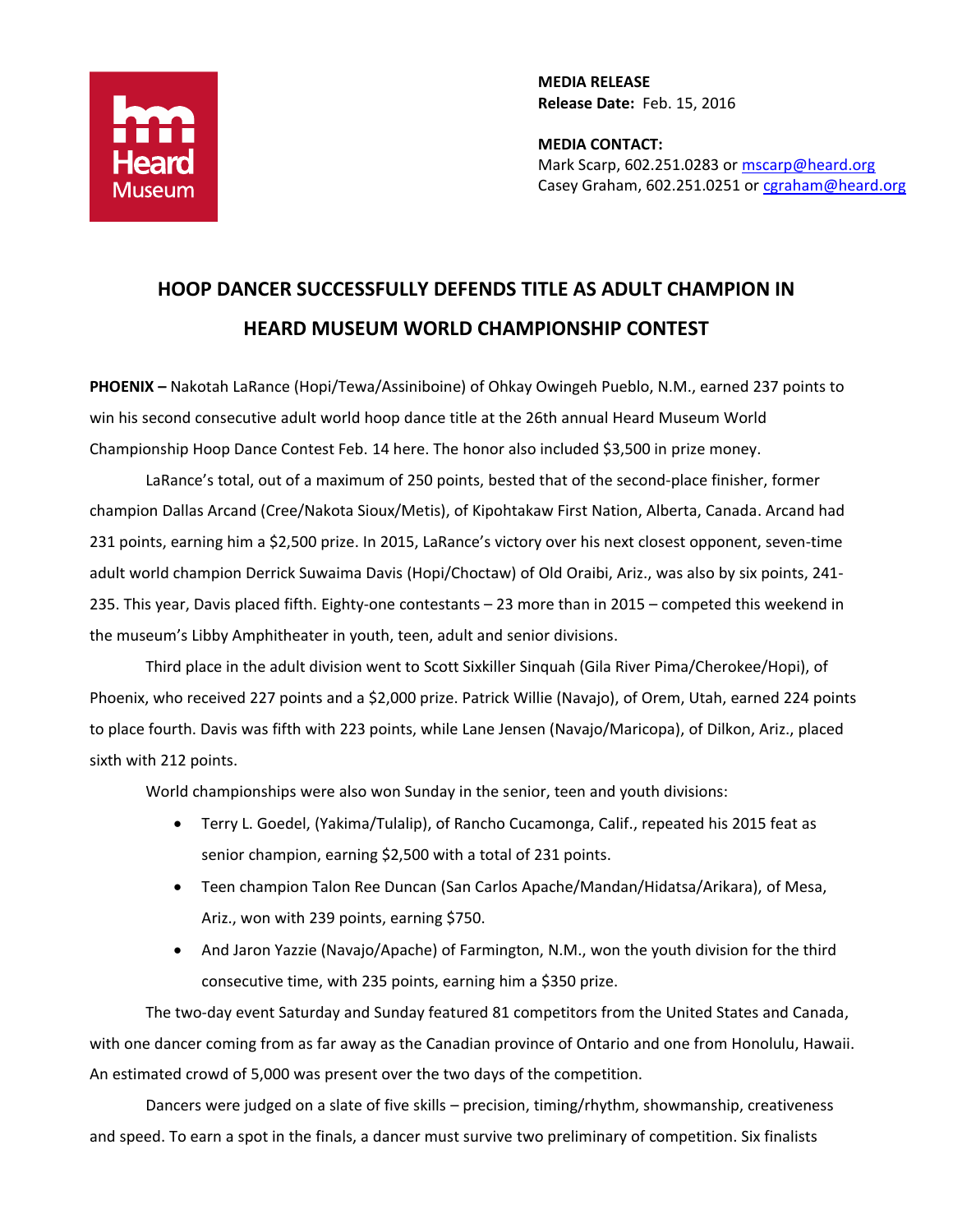**MEDIA RELEASE**
**Release Date:** Feb. 15, 2016

**MEDIA CONTACT:**
Mark Scarp, 602.251.0283 or mscarp@heard.org
Casey Graham, 602.251.0251 or cgraham@heard.org

# HOOP DANCER SUCCESSFULLY DEFENDS TITLE AS ADULT CHAMPION IN HEARD MUSEUM WORLD CHAMPIONSHIP CONTEST

**PHOENIX –** Nakotah LaRance (Hopi/Tewa/Assiniboine) of Ohkay Owingeh Pueblo, N.M., earned 237 points to win his second consecutive adult world hoop dance title at the 26th annual Heard Museum World Championship Hoop Dance Contest Feb. 14 here. The honor also included $3,500 in prize money.

LaRance's total, out of a maximum of 250 points, bested that of the second-place finisher, former champion Dallas Arcand (Cree/Nakota Sioux/Metis), of Kipohtakaw First Nation, Alberta, Canada. Arcand had 231 points, earning him a $2,500 prize. In 2015, LaRance's victory over his next closest opponent, seven-time adult world champion Derrick Suwaima Davis (Hopi/Choctaw) of Old Oraibi, Ariz., was also by six points, 241-235. This year, Davis placed fifth. Eighty-one contestants – 23 more than in 2015 – competed this weekend in the museum's Libby Amphitheater in youth, teen, adult and senior divisions.

Third place in the adult division went to Scott Sixkiller Sinquah (Gila River Pima/Cherokee/Hopi), of Phoenix, who received 227 points and a $2,000 prize. Patrick Willie (Navajo), of Orem, Utah, earned 224 points to place fourth. Davis was fifth with 223 points, while Lane Jensen (Navajo/Maricopa), of Dilkon, Ariz., placed sixth with 212 points.

World championships were also won Sunday in the senior, teen and youth divisions:

- Terry L. Goedel, (Yakima/Tulalip), of Rancho Cucamonga, Calif., repeated his 2015 feat as senior champion, earning $2,500 with a total of 231 points.
- Teen champion Talon Ree Duncan (San Carlos Apache/Mandan/Hidatsa/Arikara), of Mesa, Ariz., won with 239 points, earning $750.
- And Jaron Yazzie (Navajo/Apache) of Farmington, N.M., won the youth division for the third consecutive time, with 235 points, earning him a $350 prize.

The two-day event Saturday and Sunday featured 81 competitors from the United States and Canada, with one dancer coming from as far away as the Canadian province of Ontario and one from Honolulu, Hawaii. An estimated crowd of 5,000 was present over the two days of the competition.

Dancers were judged on a slate of five skills – precision, timing/rhythm, showmanship, creativeness and speed. To earn a spot in the finals, a dancer must survive two preliminary of competition. Six finalists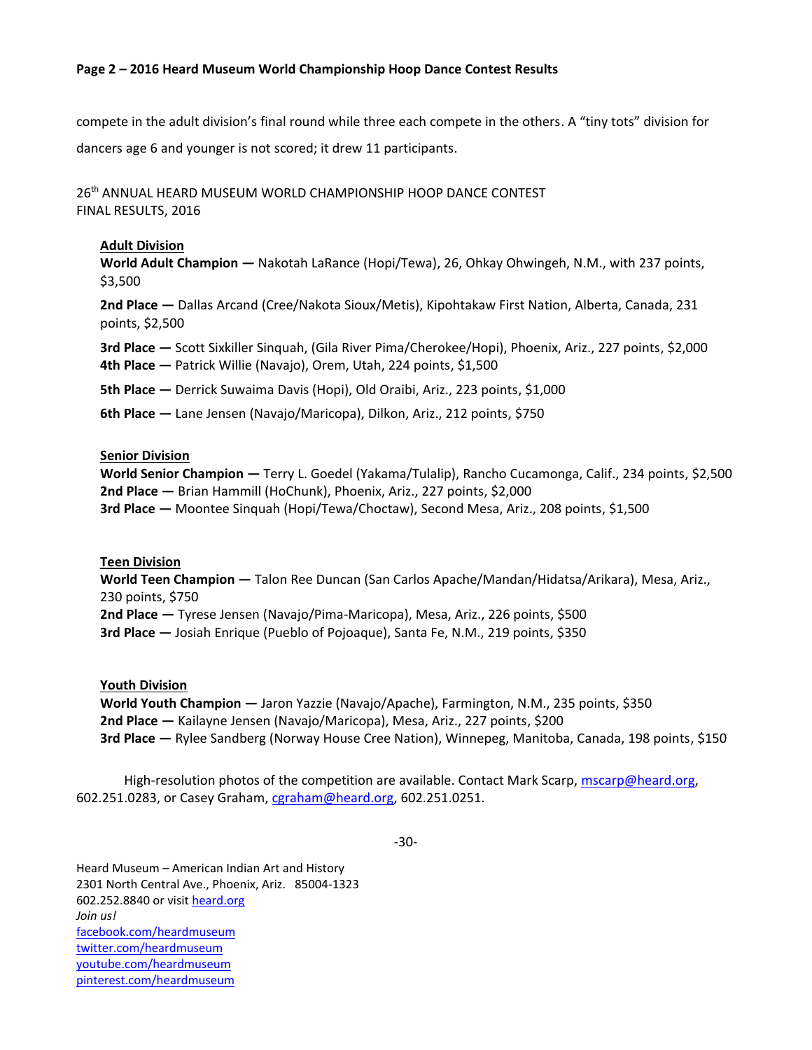compete in the adult division's final round while three each compete in the others. A "tiny tots" division for dancers age 6 and younger is not scored; it drew 11 participants.

26th ANNUAL HEARD MUSEUM WORLD CHAMPIONSHIP HOOP DANCE CONTEST
FINAL RESULTS, 2016

**Adult Division**

**World Adult Champion —** Nakotah LaRance (Hopi/Tewa), 26, Ohkay Owhingeh, N.M., with 237 points, $3,500

**2nd Place —** Dallas Arcand (Cree/Nakota Sioux/Metis), Kipohtakaw First Nation, Alberta, Canada, 231 points, $2,500

**3rd Place —** Scott Sixkiller Sinquah, (Gila River Pima/Cherokee/Hopi), Phoenix, Ariz., 227 points, $2,000
**4th Place —** Patrick Willie (Navajo), Orem, Utah, 224 points, $1,500

**5th Place —** Derrick Suwaima Davis (Hopi), Old Oraibi, Ariz., 223 points, $1,000

**6th Place —** Lane Jensen (Navajo/Maricopa), Dilkon, Ariz., 212 points, $750

**Senior Division**

**World Senior Champion —** Terry L. Goedel (Yakama/Tulalip), Rancho Cucamonga, Calif., 234 points, $2,500
**2nd Place —** Brian Hammill (HoChunk), Phoenix, Ariz., 227 points, $2,000
**3rd Place —** Moontee Sinquah (Hopi/Tewa/Choctaw), Second Mesa, Ariz., 208 points, $1,500

**Teen Division**

**World Teen Champion —** Talon Ree Duncan (San Carlos Apache/Mandan/Hidatsa/Arikara), Mesa, Ariz., 230 points, $750
**2nd Place —** Tyrese Jensen (Navajo/Pima-Maricopa), Mesa, Ariz., 226 points, $500
**3rd Place —** Josiah Enrique (Pueblo of Pojoaque), Santa Fe, N.M., 219 points, $350

**Youth Division**

**World Youth Champion —** Jaron Yazzie (Navajo/Apache), Farmington, N.M., 235 points, $350
**2nd Place —** Kailayne Jensen (Navajo/Maricopa), Mesa, Ariz., 227 points, $200
**3rd Place —** Rylee Sandberg (Norway House Cree Nation), Winnepeg, Manitoba, Canada, 198 points, $150

High-resolution photos of the competition are available. Contact Mark Scarp, mscarp@heard.org, 602.251.0283, or Casey Graham, cgraham@heard.org, 602.251.0251.

-30-

Heard Museum – American Indian Art and History
2301 North Central Ave., Phoenix, Ariz. 85004-1323
602.252.8840 or visit heard.org
*Join us!*
facebook.com/heardmuseum
twitter.com/heardmuseum
youtube.com/heardmuseum
pinterest.com/heardmuseum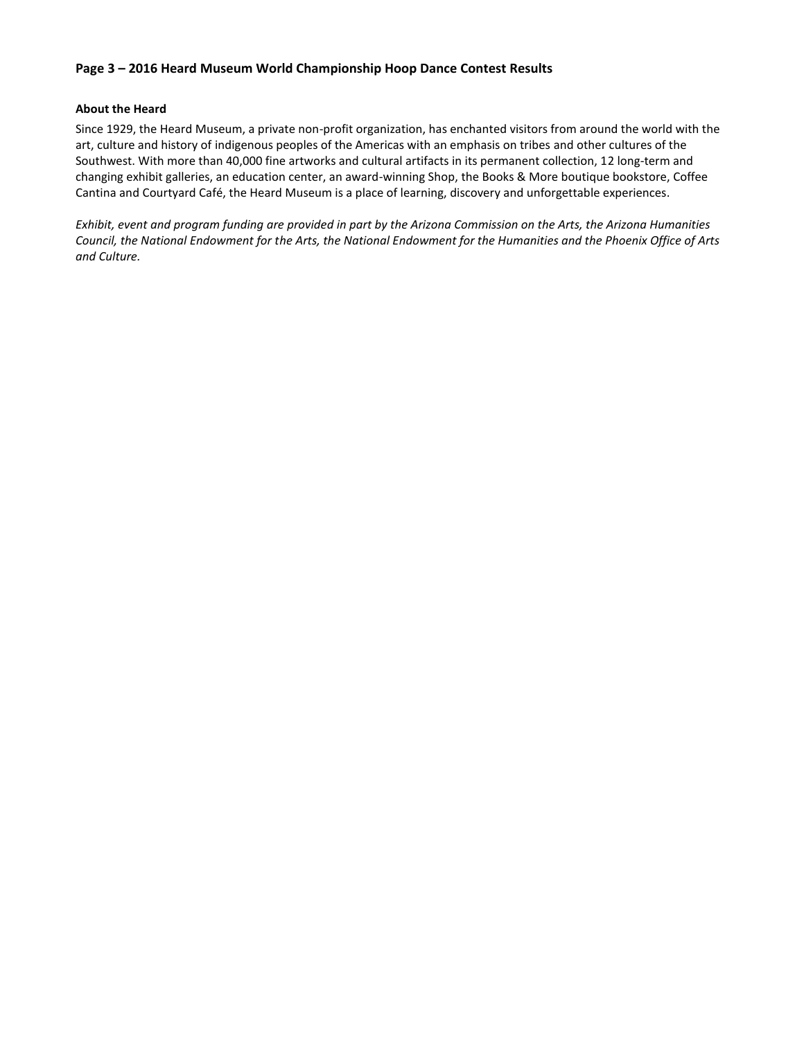**About the Heard**

Since 1929, the Heard Museum, a private non-profit organization, has enchanted visitors from around the world with the art, culture and history of indigenous peoples of the Americas with an emphasis on tribes and other cultures of the Southwest. With more than 40,000 fine artworks and cultural artifacts in its permanent collection, 12 long-term and changing exhibit galleries, an education center, an award-winning Shop, the Books & More boutique bookstore, Coffee Cantina and Courtyard Café, the Heard Museum is a place of learning, discovery and unforgettable experiences.

*Exhibit, event and program funding are provided in part by the Arizona Commission on the Arts, the Arizona Humanities Council, the National Endowment for the Arts, the National Endowment for the Humanities and the Phoenix Office of Arts and Culture.*